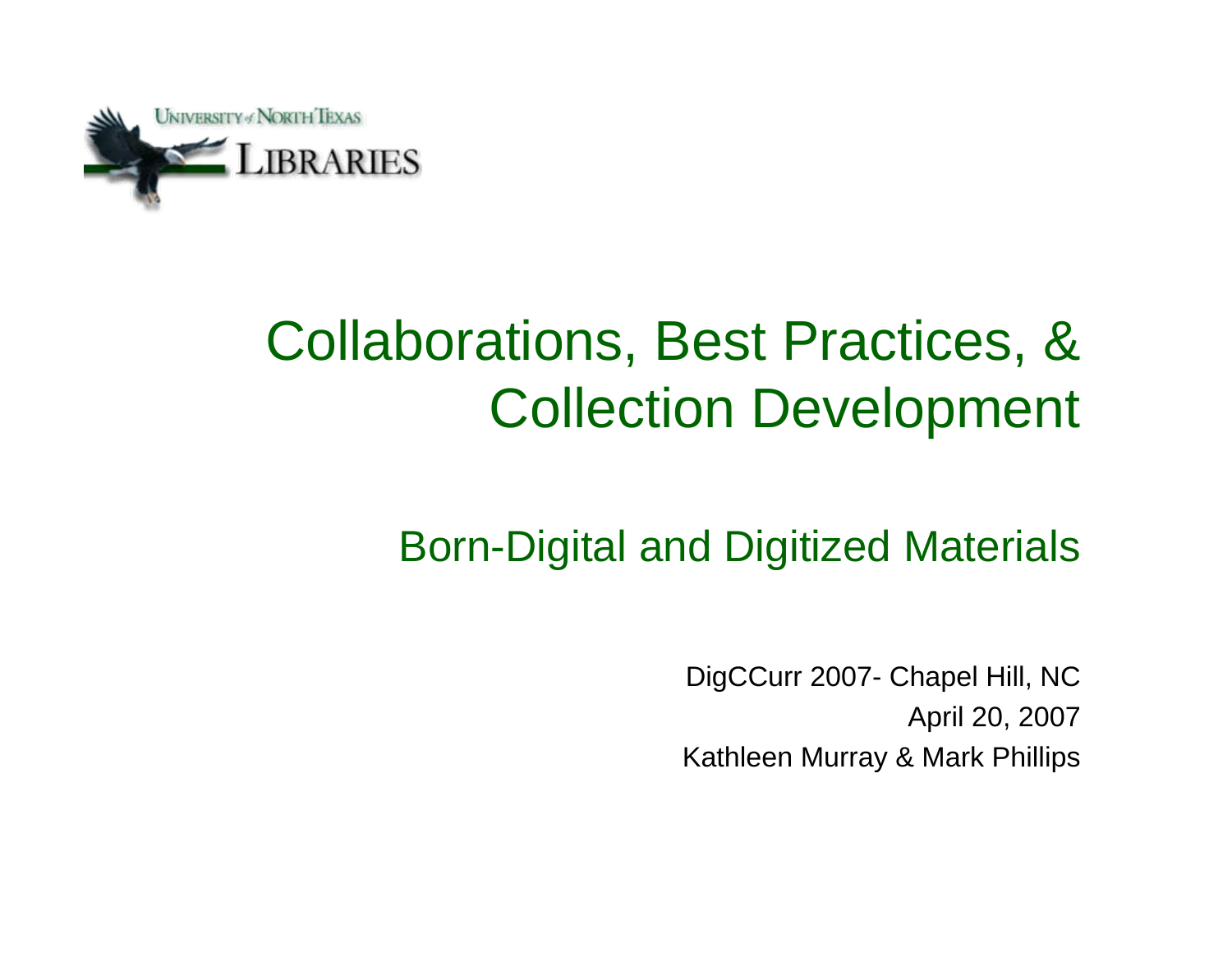University of North Texas Libraries

# Collaborations, Best Practices, & Collection Development

## Born-Digital and Digitized Materials

DigCCurr 2007- Chapel Hill, NC

April 20, 2007

Kathleen Murray & Mark Phillips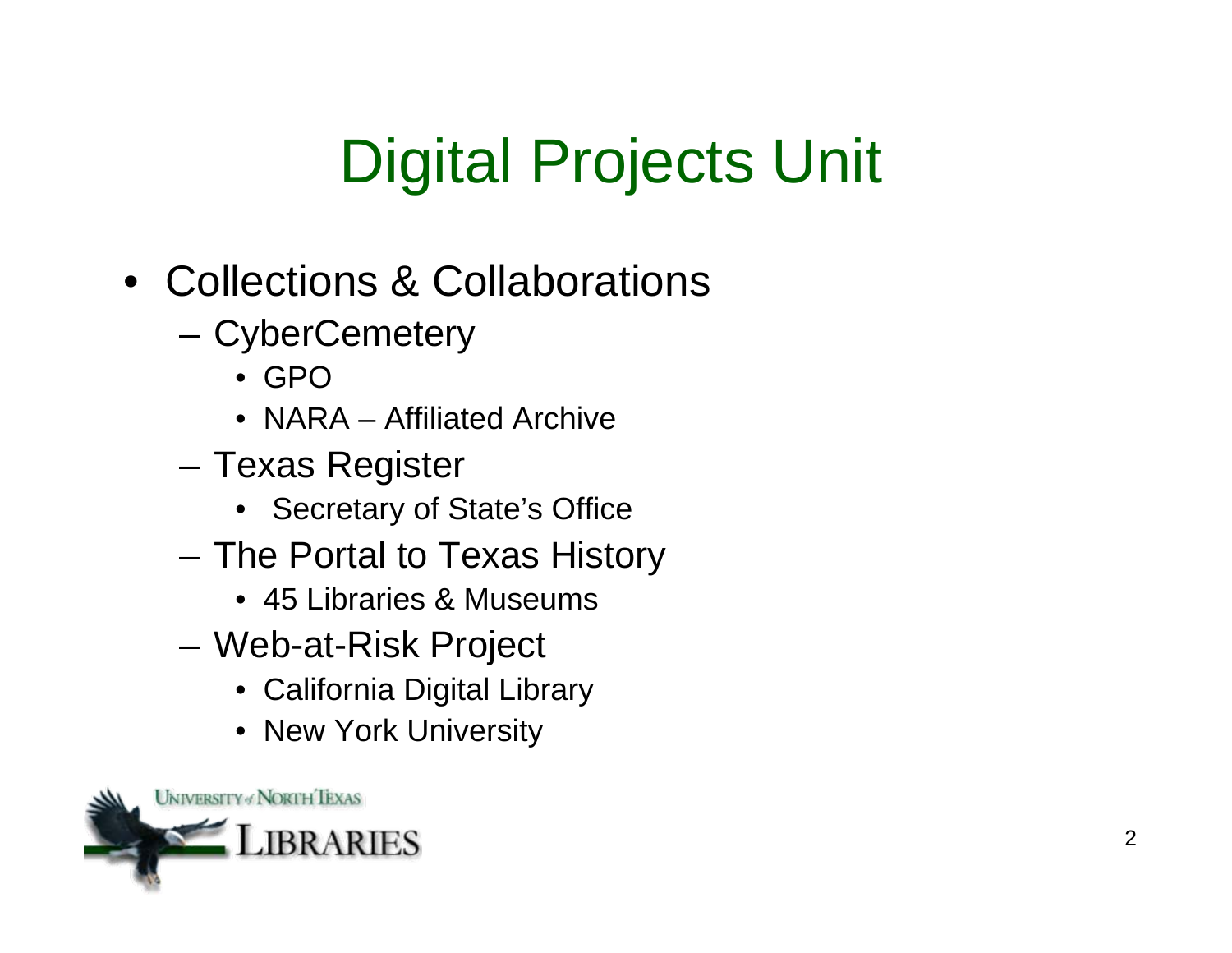# Digital Projects Unit

- Collections & Collaborations
  - CyberCemetery
    - GPO
    - NARA – Affiliated Archive
  - Texas Register
    - Secretary of State's Office
  - The Portal to Texas History
    - 45 Libraries & Museums
  - Web-at-Risk Project
    - California Digital Library
    - New York University

University of North Texas Libraries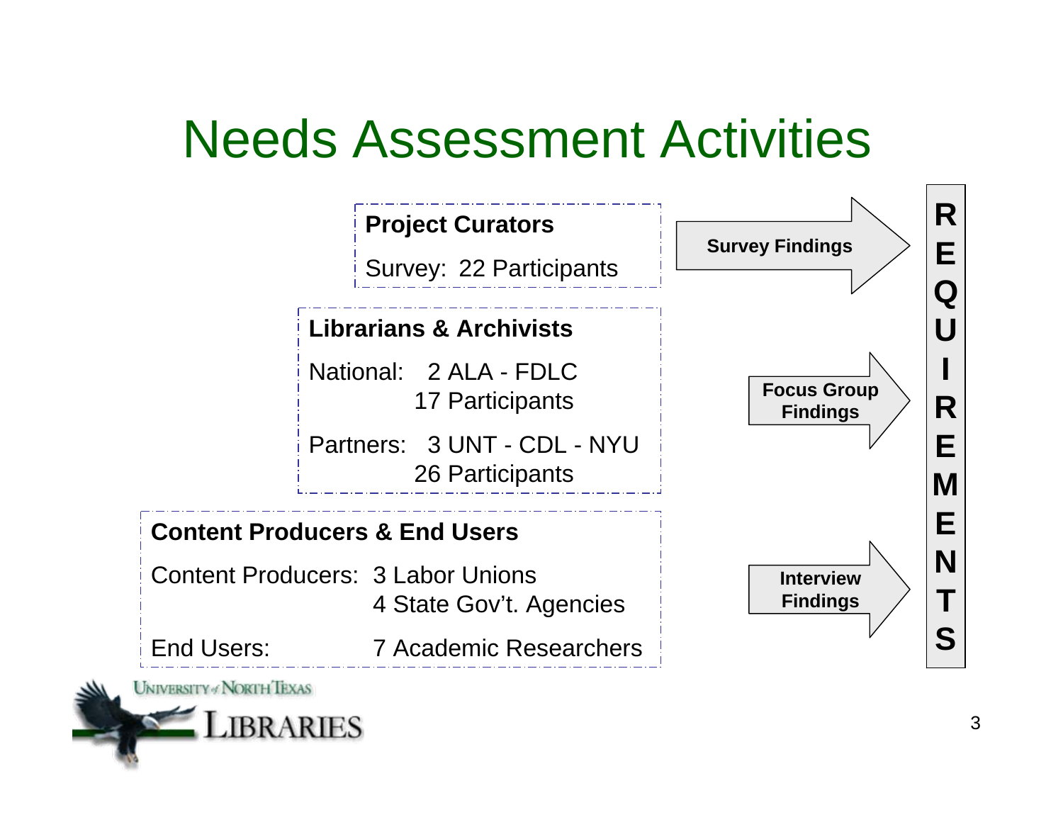# Needs Assessment Activities

**Project Curators**

Survey: 22 Participants

**Librarians & Archivists**

National: 2 ALA - FDLC
17 Participants

Partners: 3 UNT - CDL - NYU
26 Participants

**Content Producers & End Users**

Content Producers: 3 Labor Unions
4 State Gov't. Agencies

End Users: 7 Academic Researchers

**Survey Findings**

**Focus Group Findings**

**Interview Findings**

**REQUIREMENTS**

University of North Texas Libraries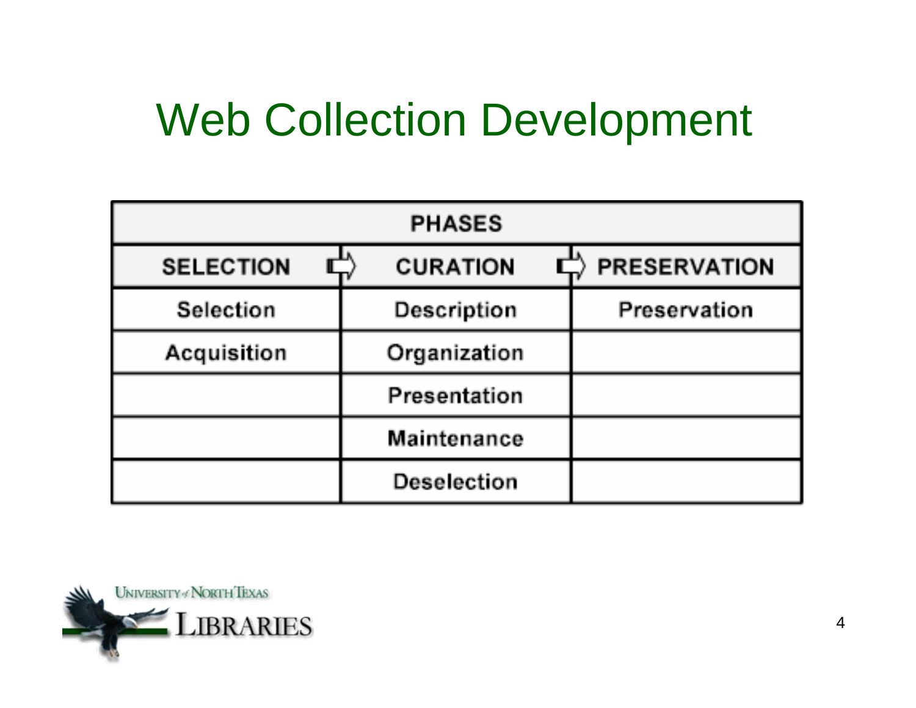# Web Collection Development

| PHASES | | |
|---|---|---|
| SELECTION ⇨ | CURATION ⇨ | PRESERVATION |
| Selection | Description | Preservation |
| Acquisition | Organization | |
| | Presentation | |
| | Maintenance | |
| | Deselection | |

University of North Texas Libraries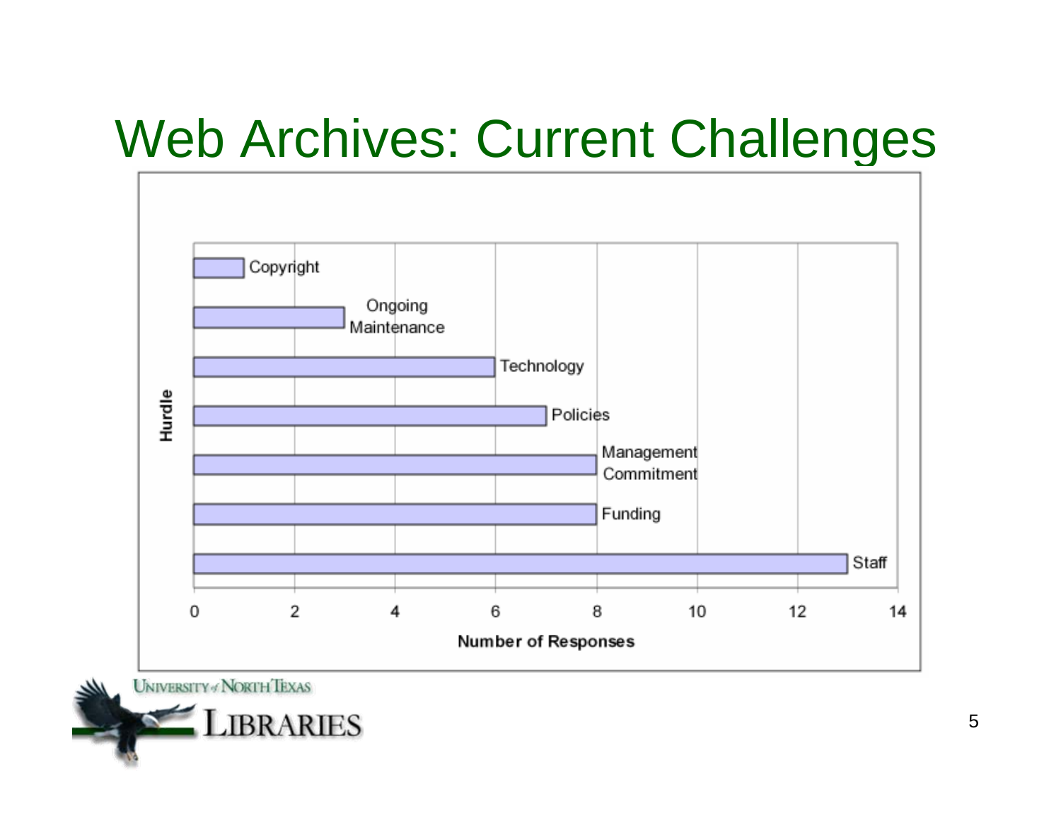# Web Archives: Current Challenges

| Hurdle | Number of Responses |
| --- | --- |
| Copyright | 1 |
| Ongoing Maintenance | 3 |
| Technology | 6 |
| Policies | 7 |
| Management Commitment | 8 |
| Funding | 8 |
| Staff | 13 |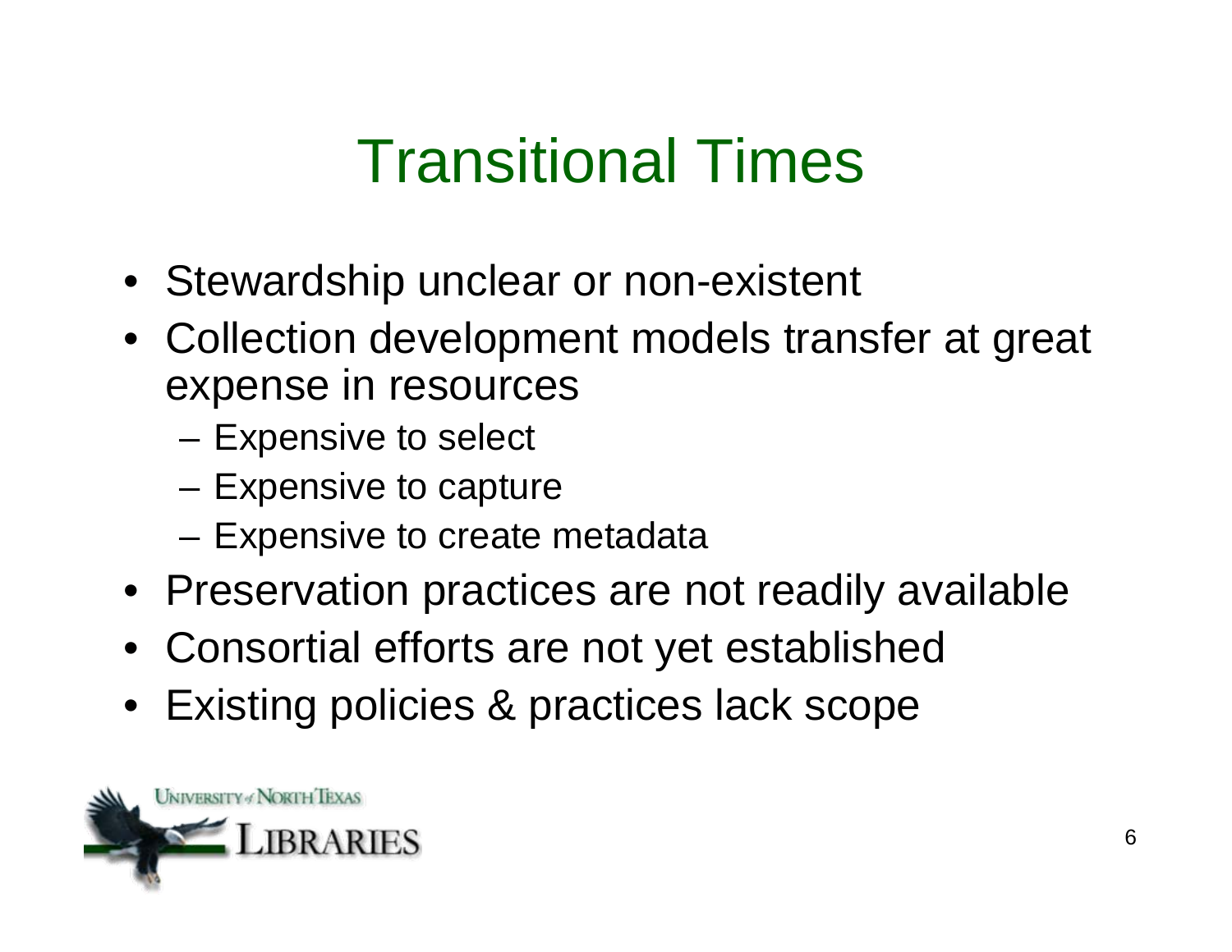# Transitional Times

- Stewardship unclear or non-existent
- Collection development models transfer at great expense in resources
  - Expensive to select
  - Expensive to capture
  - Expensive to create metadata
- Preservation practices are not readily available
- Consortial efforts are not yet established
- Existing policies & practices lack scope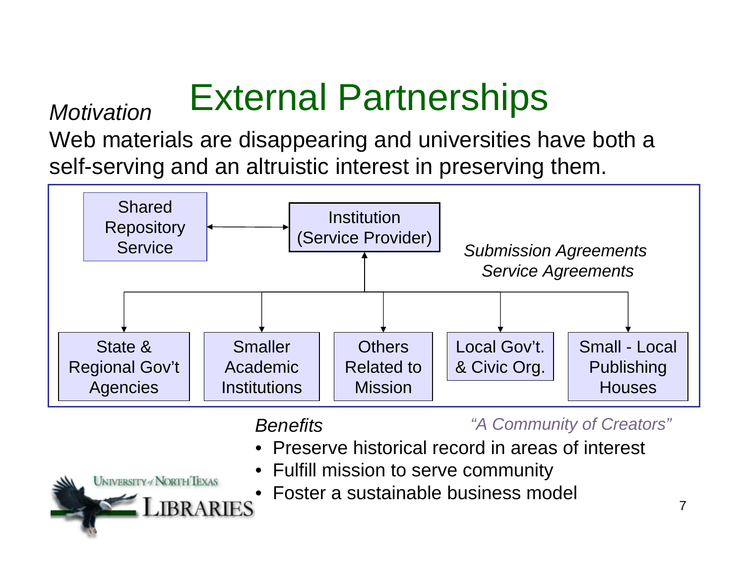# External Partnerships

*Motivation*

Web materials are disappearing and universities have both a self-serving and an altruistic interest in preserving them.

Shared Repository Service ↔ Institution (Service Provider)

*Submission Agreements*
*Service Agreements*

- State & Regional Gov't Agencies
- Smaller Academic Institutions
- Others Related to Mission
- Local Gov't. & Civic Org.
- Small - Local Publishing Houses

*Benefits*

*"A Community of Creators"*

- Preserve historical record in areas of interest
- Fulfill mission to serve community
- Foster a sustainable business model

University of North Texas Libraries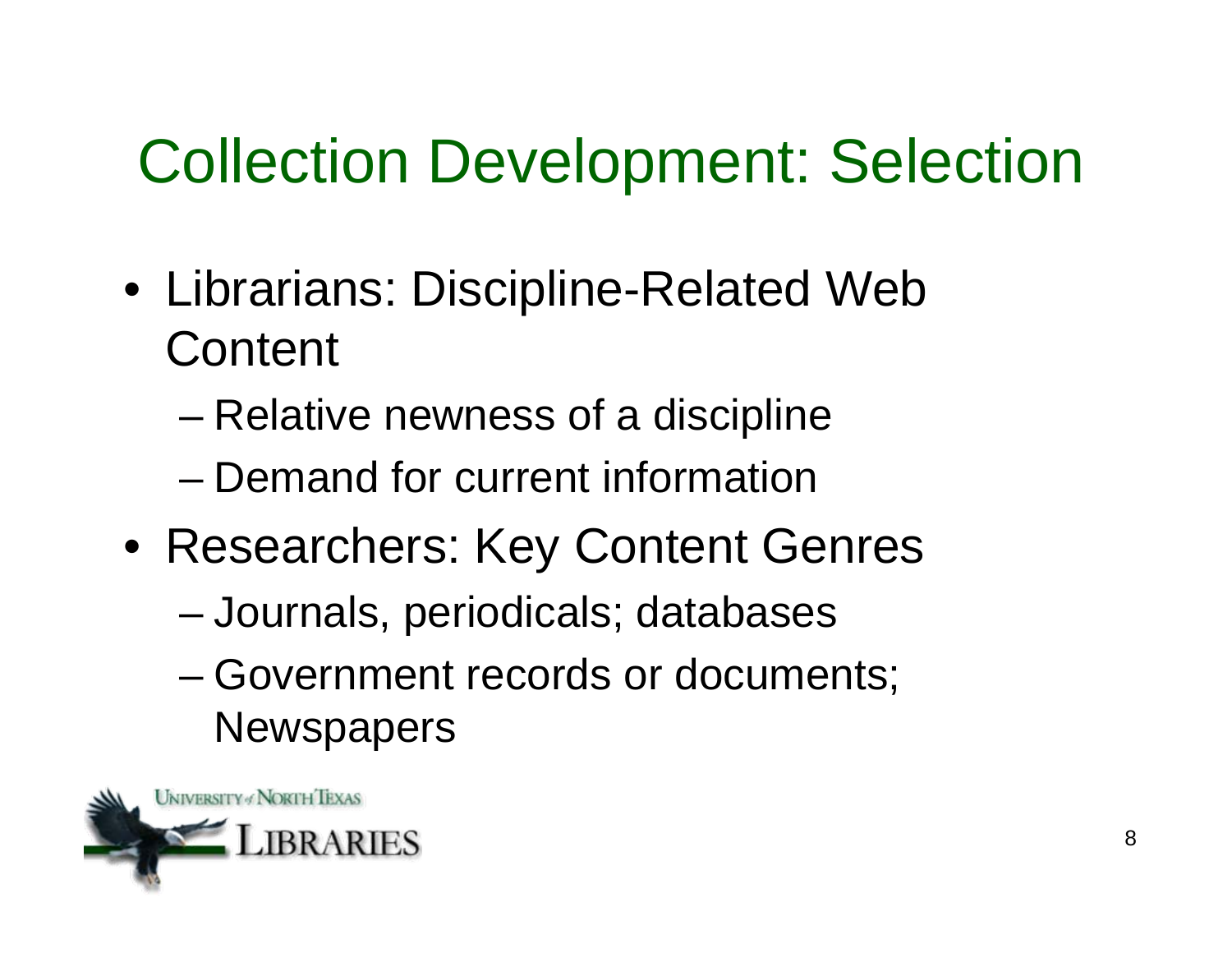# Collection Development: Selection

- Librarians: Discipline-Related Web Content
  - Relative newness of a discipline
  - Demand for current information
- Researchers: Key Content Genres
  - Journals, periodicals; databases
  - Government records or documents; Newspapers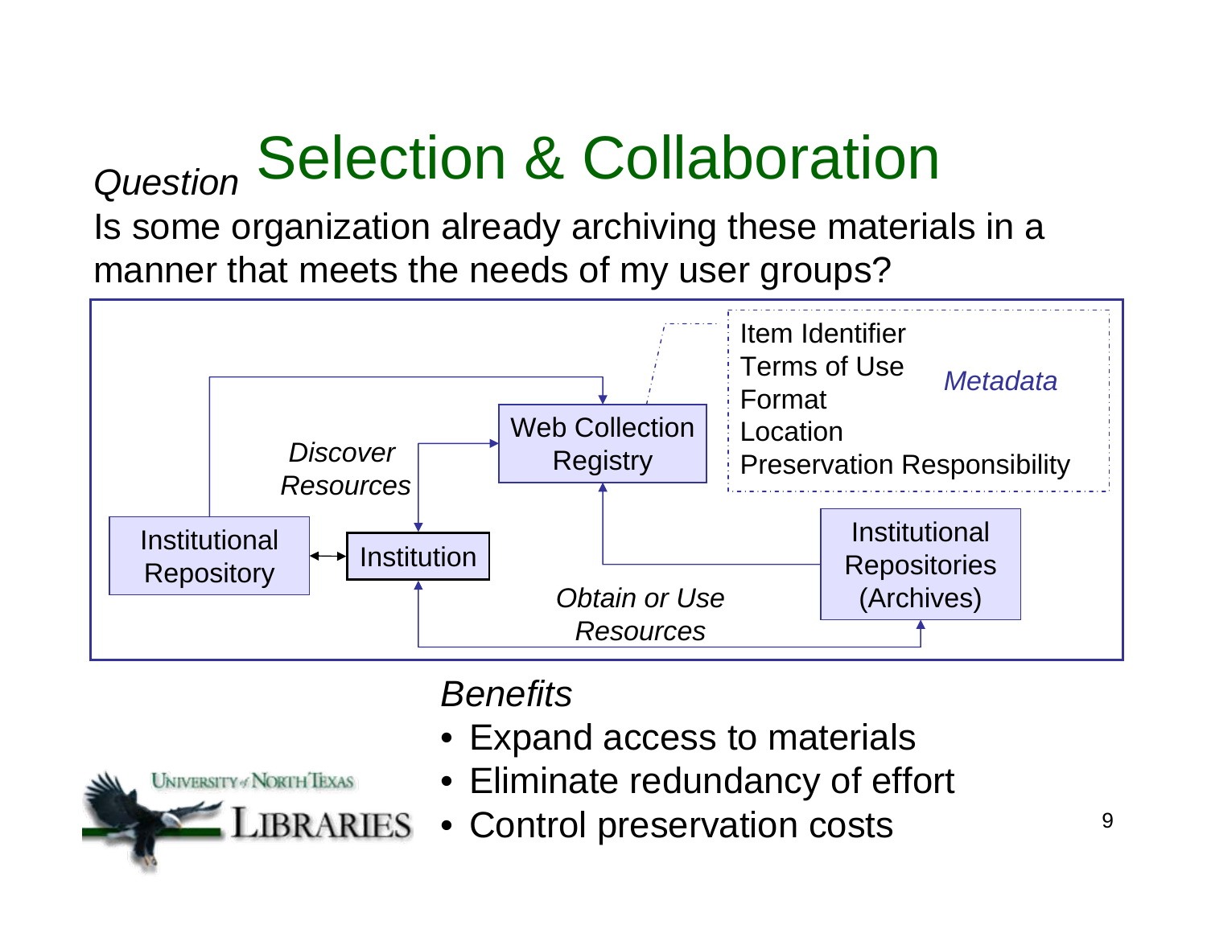# Selection & Collaboration

*Question*

Is some organization already archiving these materials in a manner that meets the needs of my user groups?

Institutional Repository

Institution

*Discover Resources*

Web Collection Registry

Item Identifier
Terms of Use
Format
Location
Preservation Responsibility

*Metadata*

Institutional Repositories (Archives)

*Obtain or Use Resources*

*Benefits*

- Expand access to materials
- Eliminate redundancy of effort
- Control preservation costs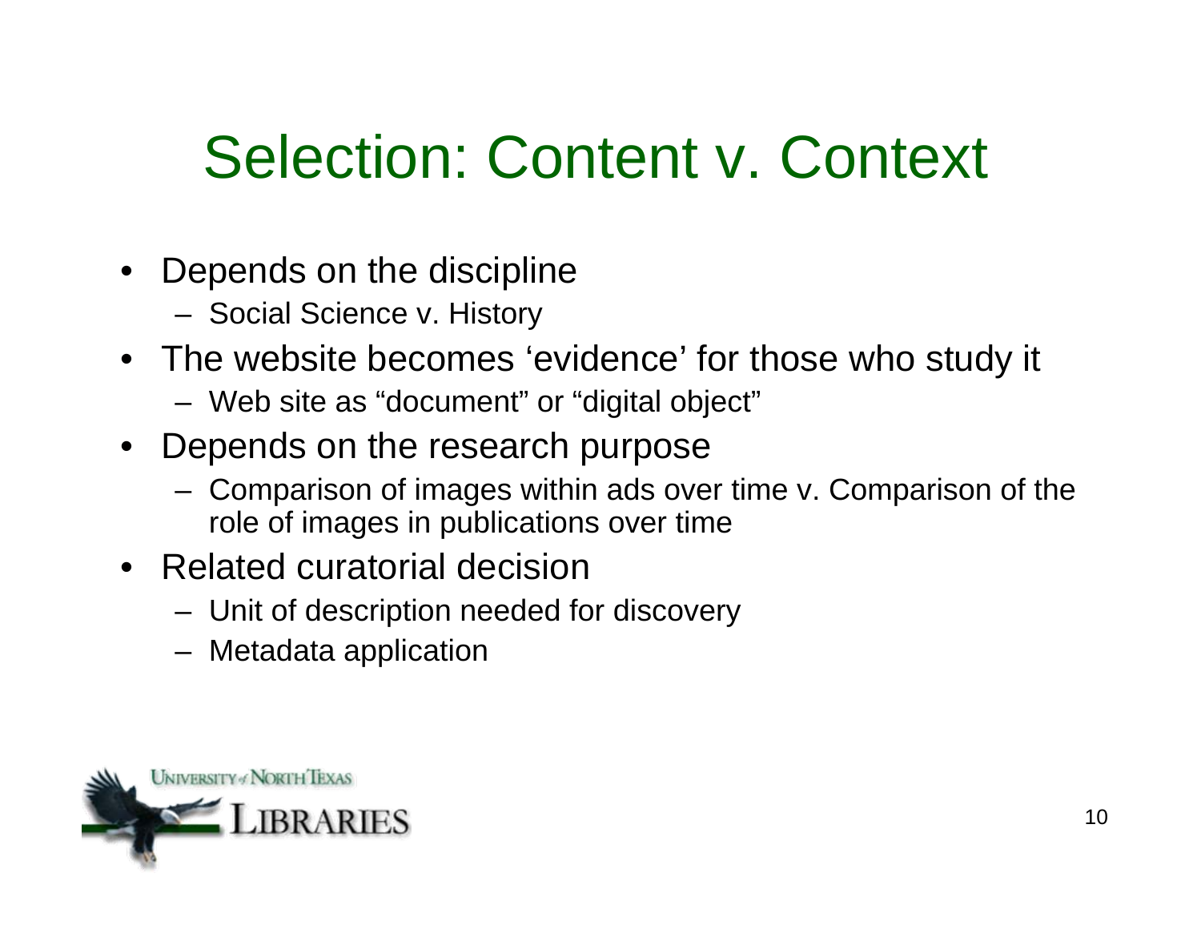# Selection: Content v. Context

- Depends on the discipline
  - Social Science v. History
- The website becomes ‘evidence’ for those who study it
  - Web site as “document” or “digital object”
- Depends on the research purpose
  - Comparison of images within ads over time v. Comparison of the role of images in publications over time
- Related curatorial decision
  - Unit of description needed for discovery
  - Metadata application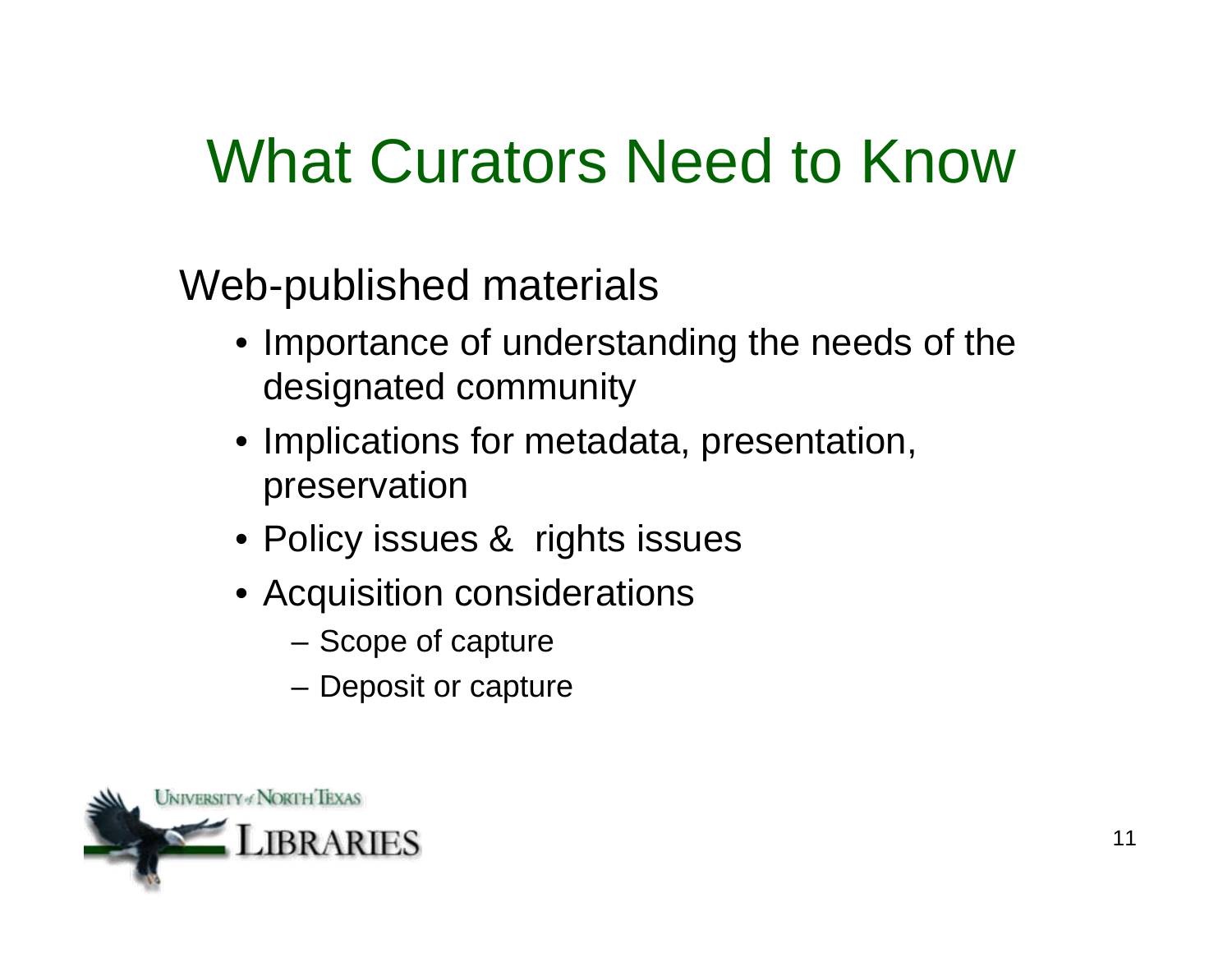# What Curators Need to Know

Web-published materials

- Importance of understanding the needs of the designated community
- Implications for metadata, presentation, preservation
- Policy issues & rights issues
- Acquisition considerations
  - Scope of capture
  - Deposit or capture

University of North Texas Libraries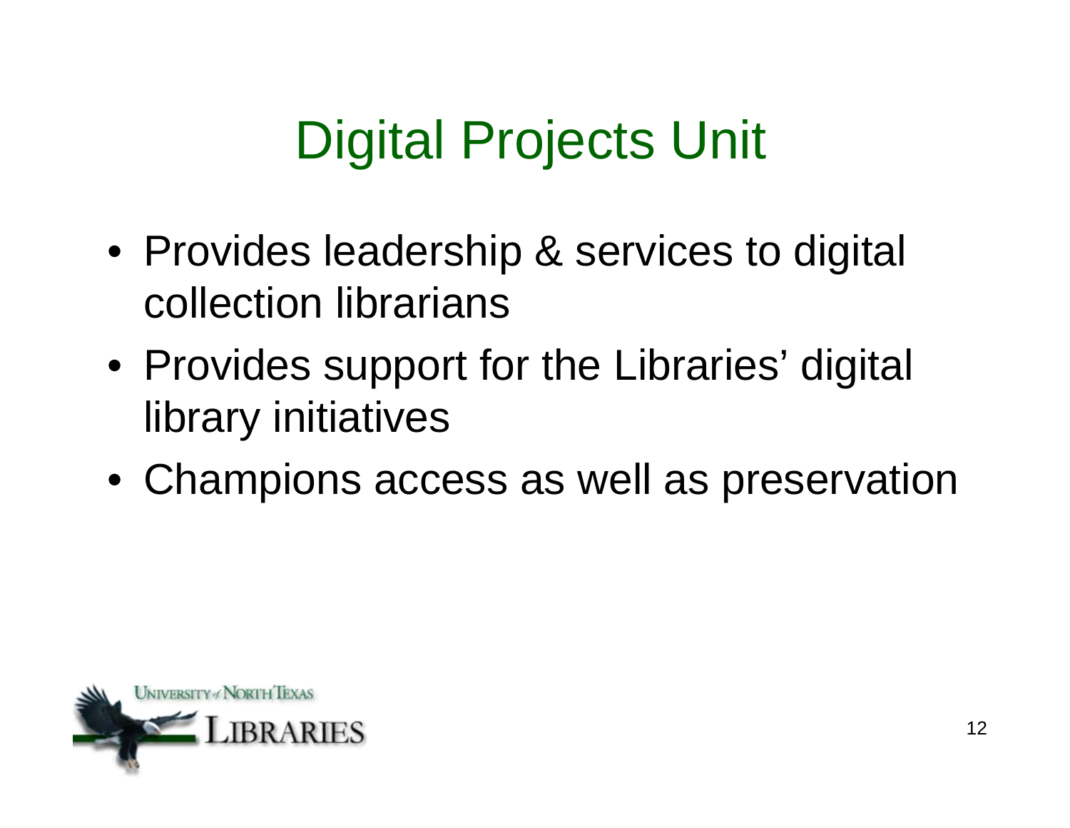# Digital Projects Unit

- Provides leadership & services to digital collection librarians
- Provides support for the Libraries' digital library initiatives
- Champions access as well as preservation

University of North Texas Libraries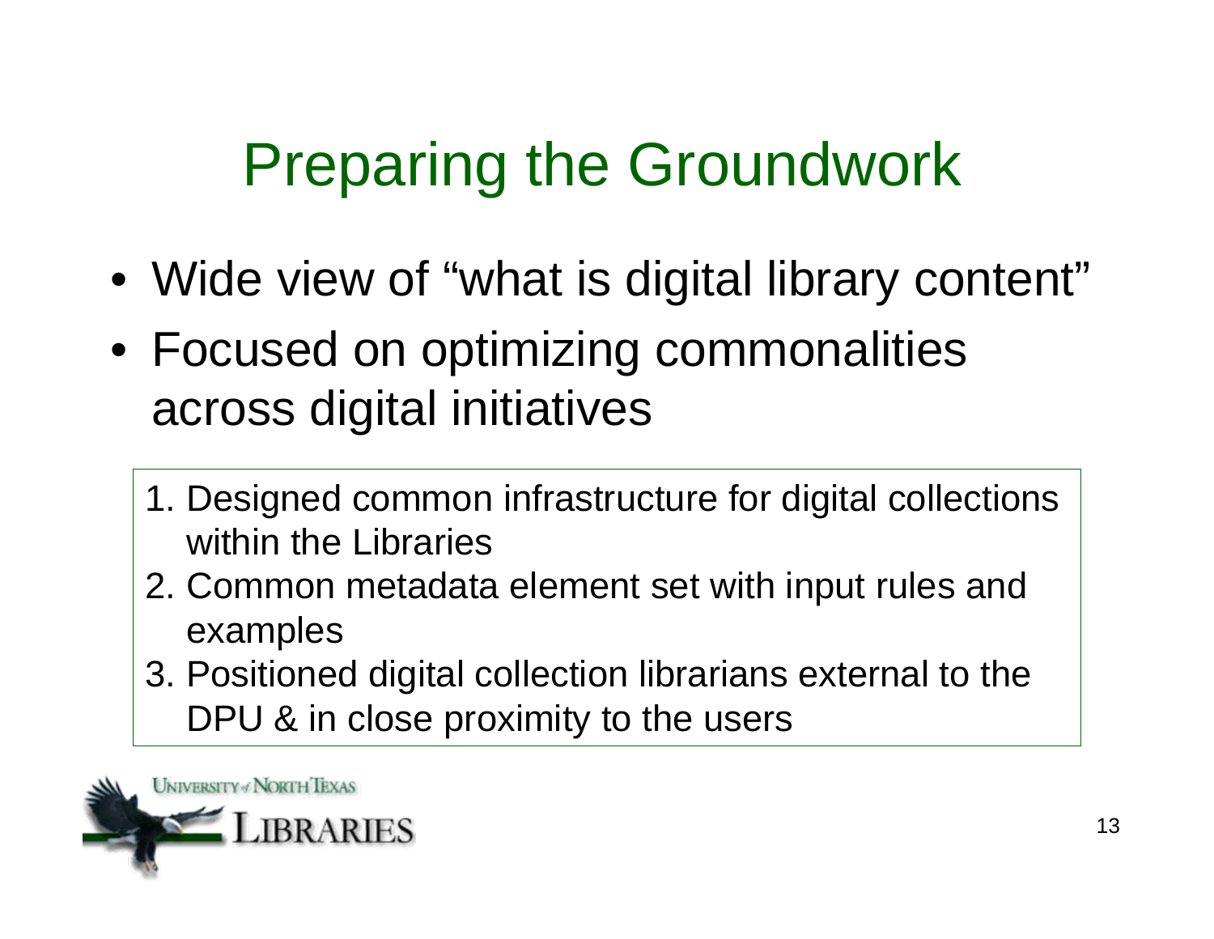# Preparing the Groundwork

- Wide view of "what is digital library content"
- Focused on optimizing commonalities across digital initiatives

1. Designed common infrastructure for digital collections within the Libraries
2. Common metadata element set with input rules and examples
3. Positioned digital collection librarians external to the DPU & in close proximity to the users

UNIVERSITY of NORTH TEXAS LIBRARIES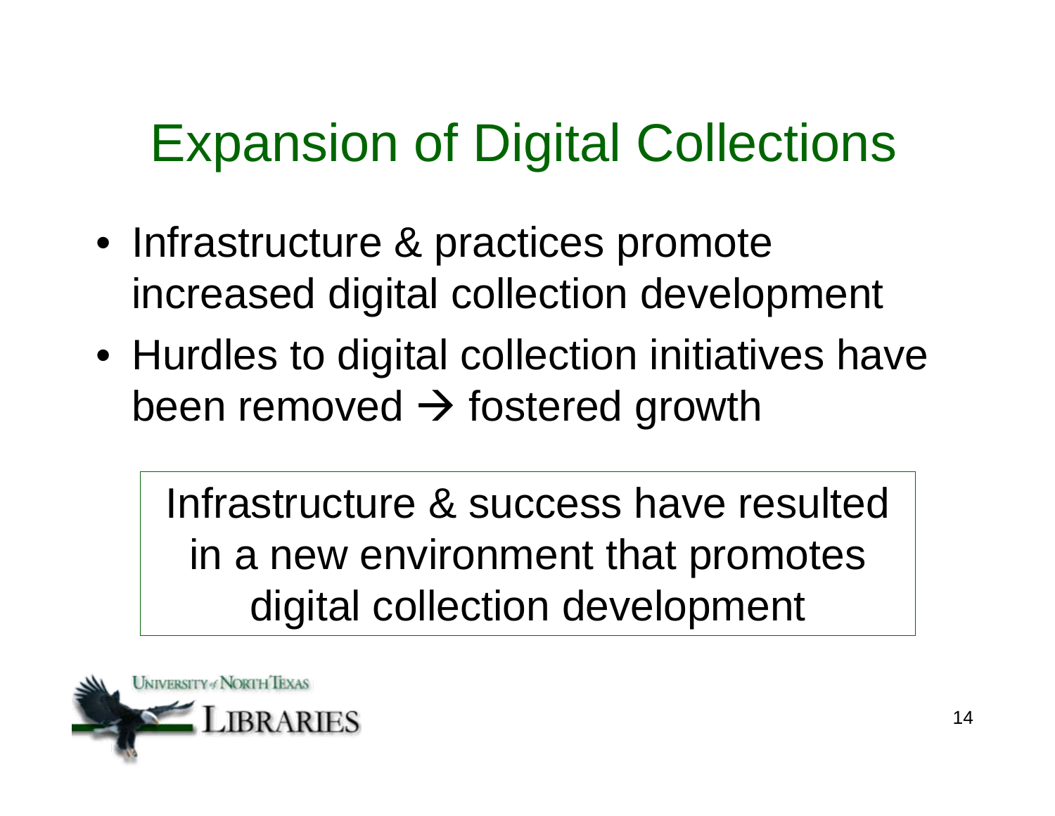# Expansion of Digital Collections

- Infrastructure & practices promote increased digital collection development
- Hurdles to digital collection initiatives have been removed → fostered growth

Infrastructure & success have resulted in a new environment that promotes digital collection development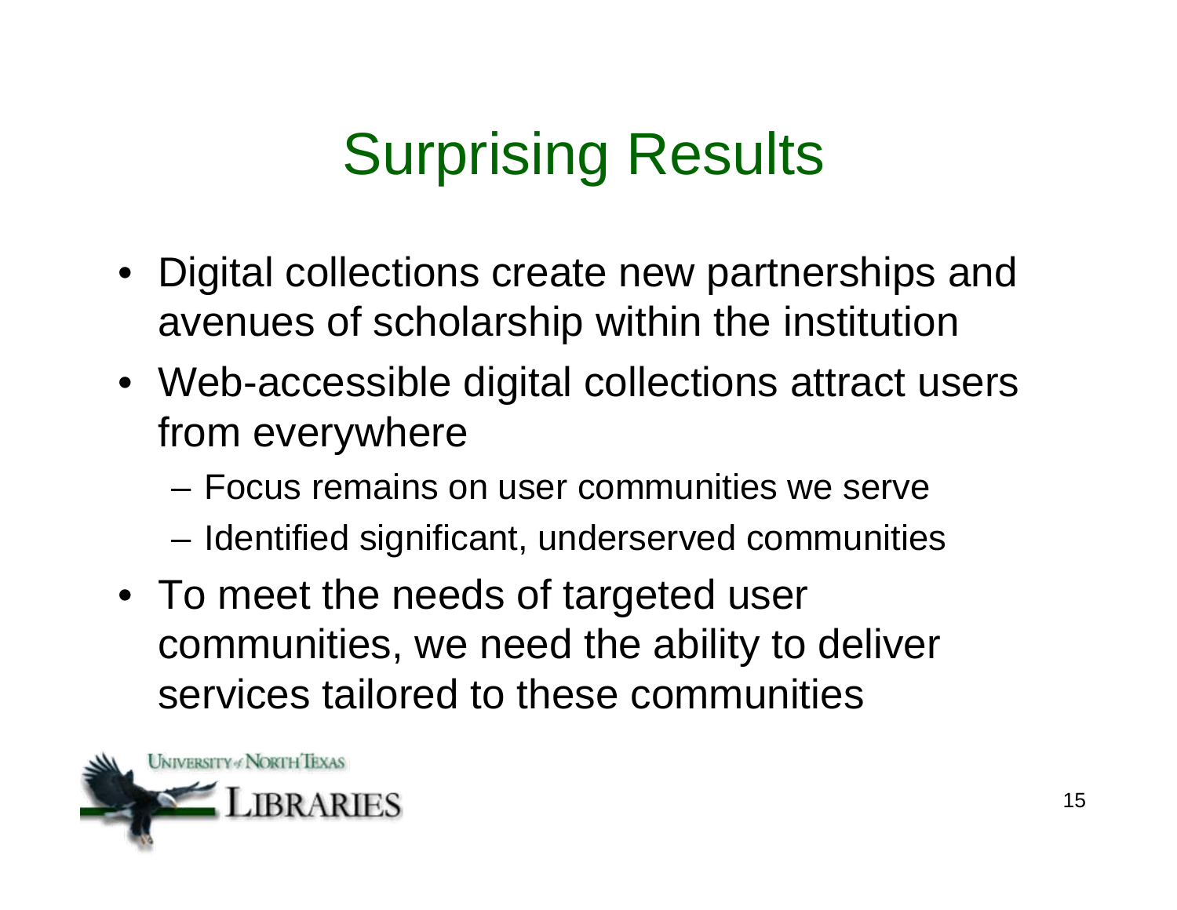# Surprising Results

- Digital collections create new partnerships and avenues of scholarship within the institution
- Web-accessible digital collections attract users from everywhere
  - Focus remains on user communities we serve
  - Identified significant, underserved communities
- To meet the needs of targeted user communities, we need the ability to deliver services tailored to these communities

University of North Texas Libraries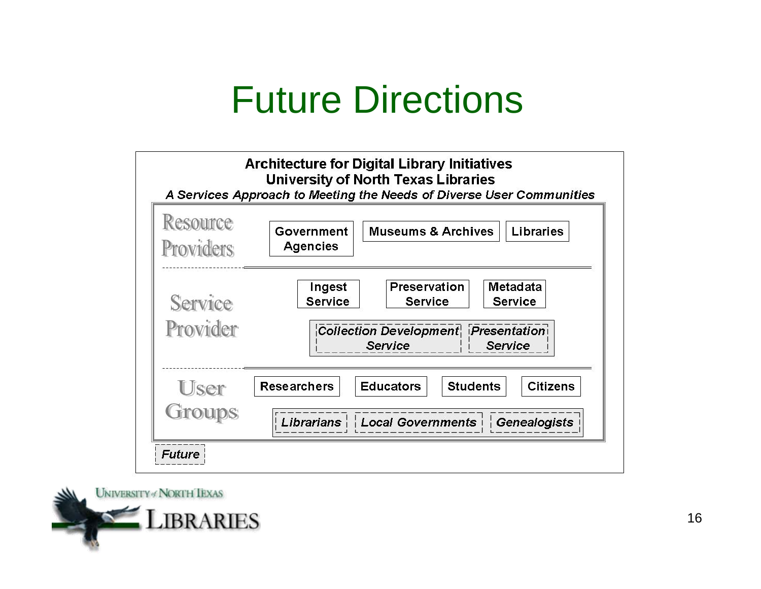# Future Directions

**Architecture for Digital Library Initiatives**
**University of North Texas Libraries**
*A Services Approach to Meeting the Needs of Diverse User Communities*

| Layer | Components |
| --- | --- |
| Resource Providers | Government Agencies; Museums & Archives; Libraries |
| Service Provider | Ingest Service; Preservation Service; Metadata Service; *Collection Development Service*; *Presentation Service* |
| User Groups | Researchers; Educators; Students; Citizens; *Librarians*; *Local Governments*; *Genealogists* |

*Future*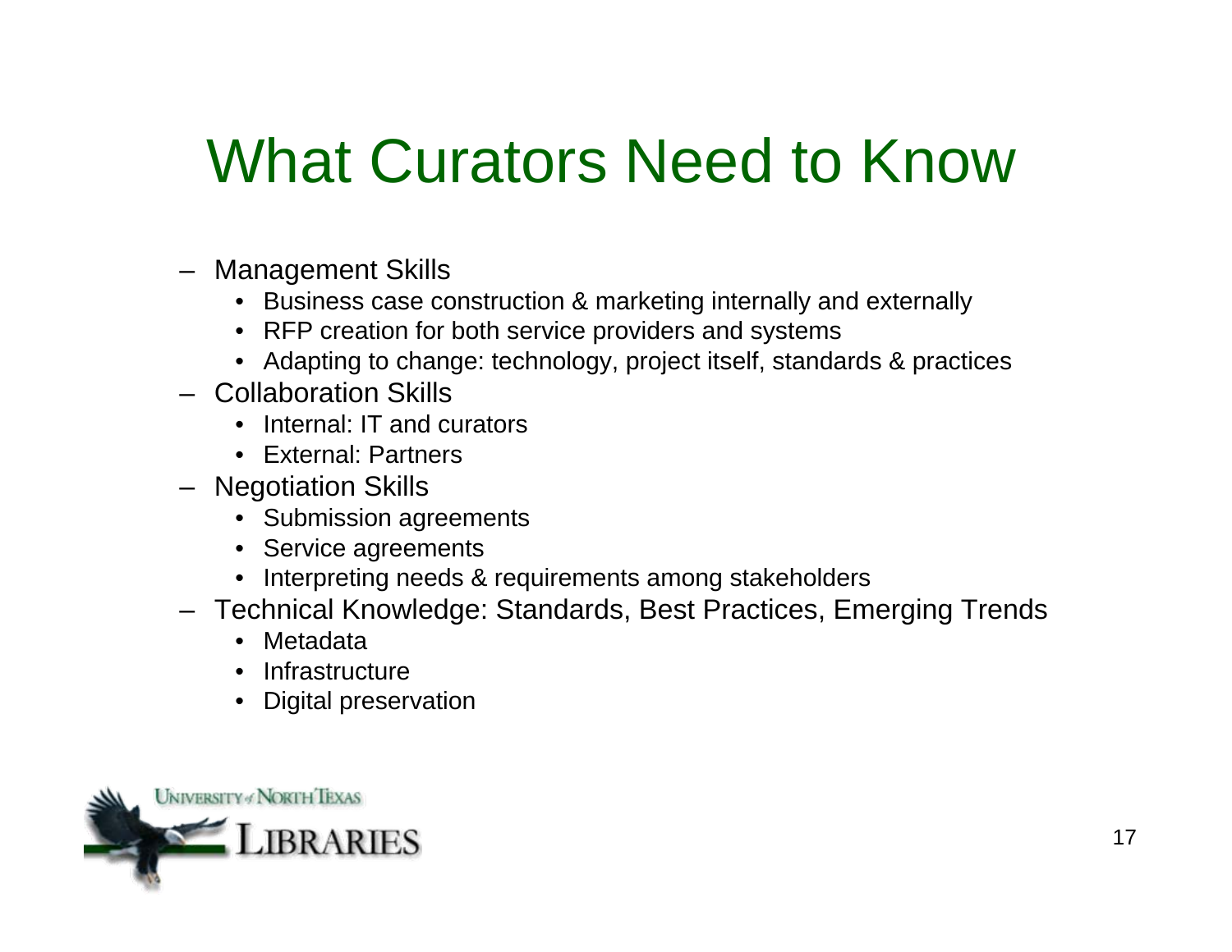# What Curators Need to Know

- Management Skills
  - Business case construction & marketing internally and externally
  - RFP creation for both service providers and systems
  - Adapting to change: technology, project itself, standards & practices
- Collaboration Skills
  - Internal: IT and curators
  - External: Partners
- Negotiation Skills
  - Submission agreements
  - Service agreements
  - Interpreting needs & requirements among stakeholders
- Technical Knowledge: Standards, Best Practices, Emerging Trends
  - Metadata
  - Infrastructure
  - Digital preservation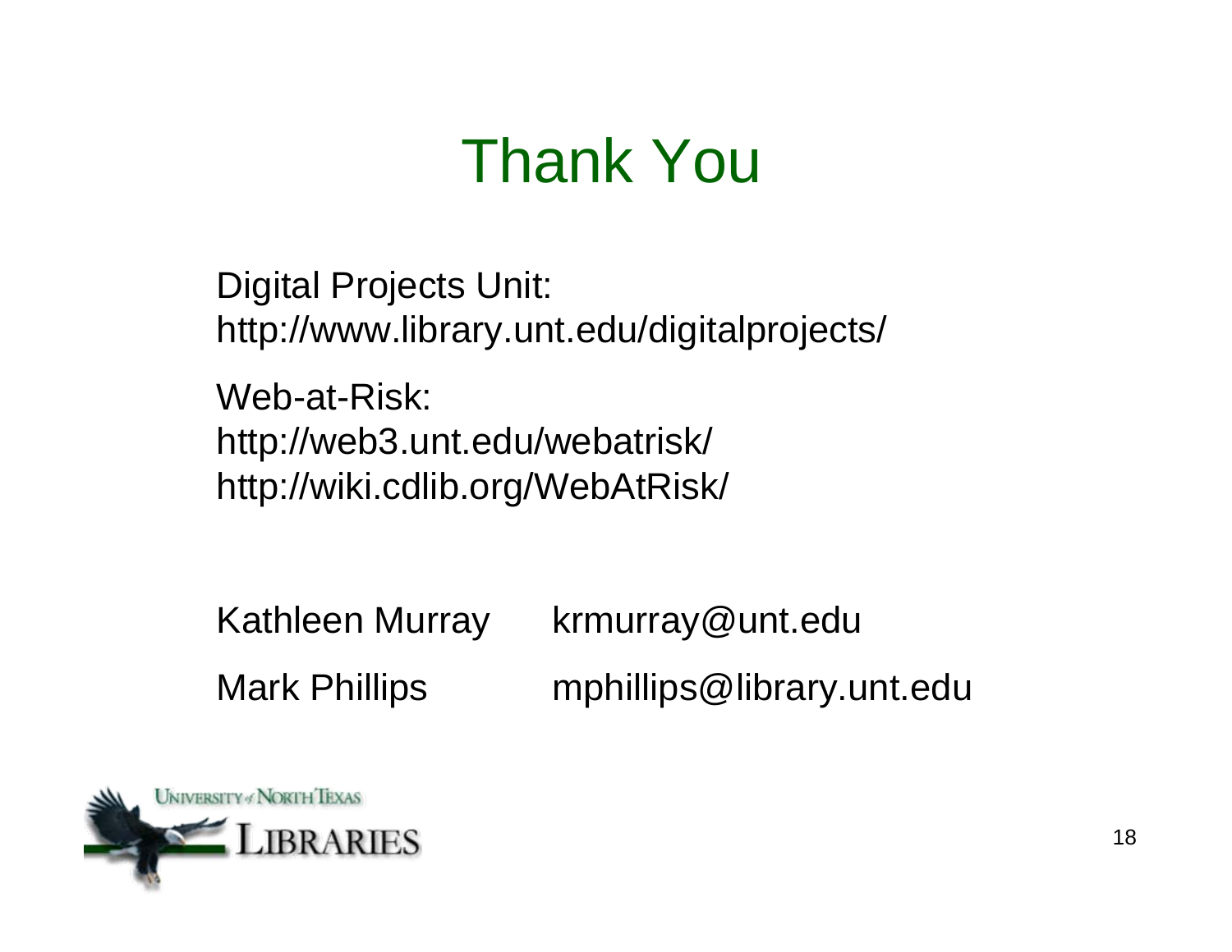# Thank You

Digital Projects Unit:
http://www.library.unt.edu/digitalprojects/

Web-at-Risk:
http://web3.unt.edu/webatrisk/
http://wiki.cdlib.org/WebAtRisk/

| | |
|---|---|
| Kathleen Murray | krmurray@unt.edu |
| Mark Phillips | mphillips@library.unt.edu |

UNIVERSITY of NORTH TEXAS LIBRARIES